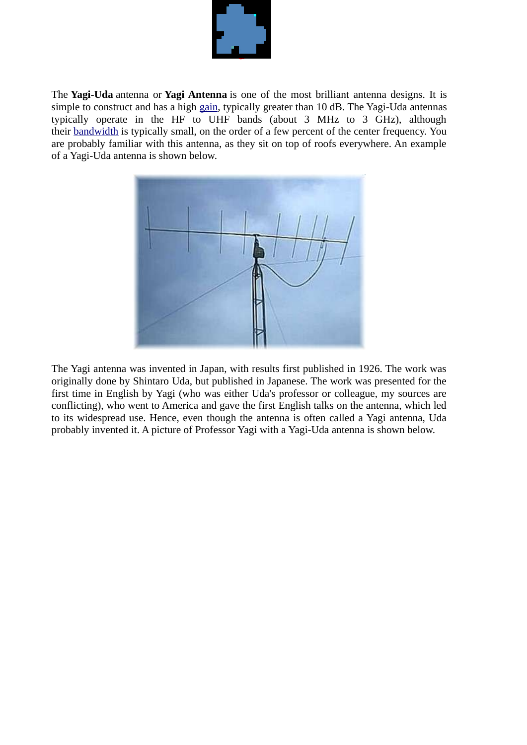The **Yagi-Uda** antenna or **Yagi Antenna** is one of the most brilliant antenna designs. It is simple to construct and has a high gain, typically greater than 10 dB. The Yagi-Uda antennas typically operate in the HF to UHF bands (about 3 MHz to 3 GHz), although their bandwidth is typically small, on the order of a few percent of the center frequency. You are probably familiar with this antenna, as they sit on top of roofs everywhere. An example of a Yagi-Uda antenna is shown below.

The Yagi antenna was invented in Japan, with results first published in 1926. The work was originally done by Shintaro Uda, but published in Japanese. The work was presented for the first time in English by Yagi (who was either Uda's professor or colleague, my sources are conflicting), who went to America and gave the first English talks on the antenna, which led to its widespread use. Hence, even though the antenna is often called a Yagi antenna, Uda probably invented it. A picture of Professor Yagi with a Yagi-Uda antenna is shown below.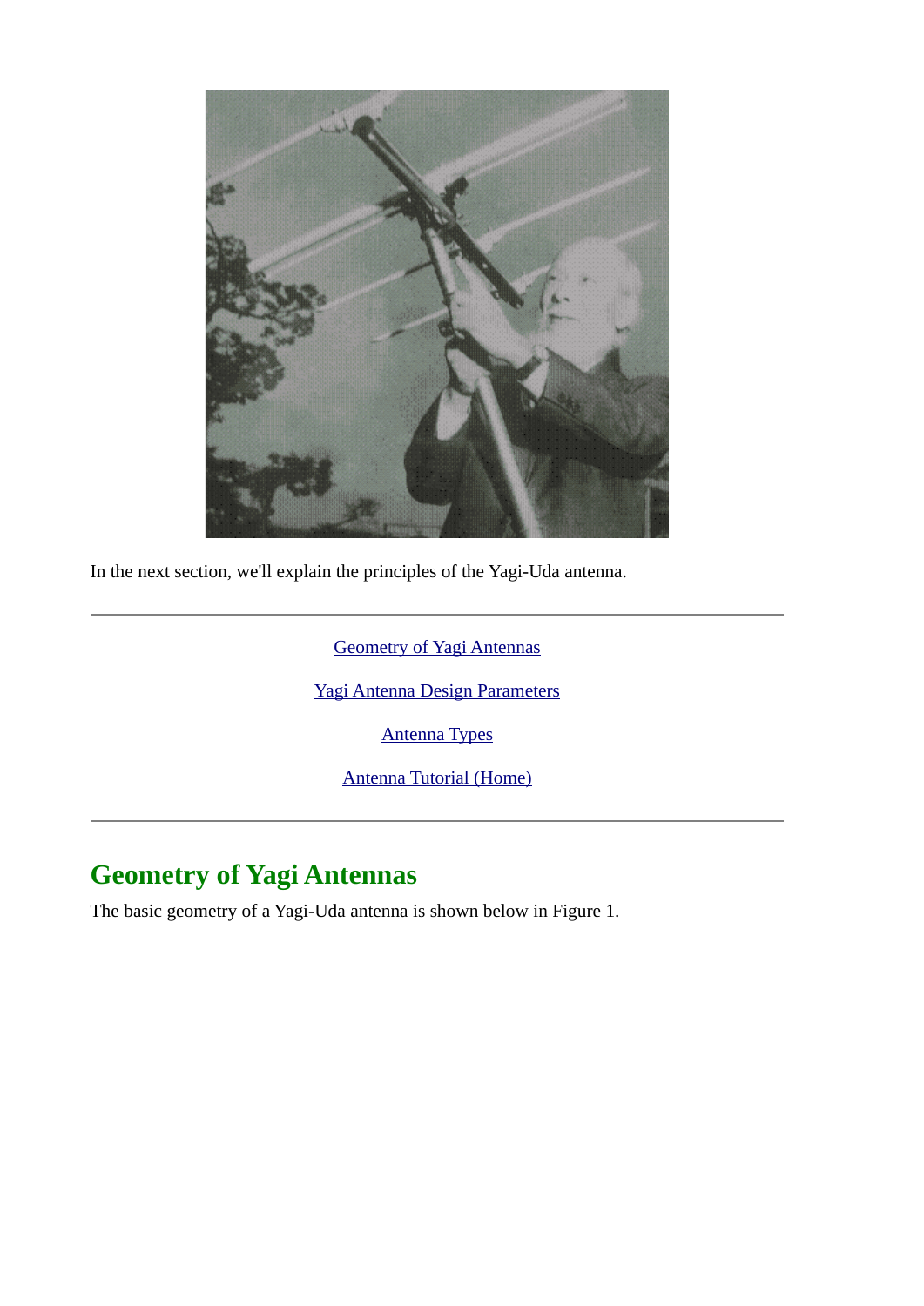In the next section, we'll explain the principles of the Yagi-Uda antenna.

---

[Geometry of Yagi Antennas]

[Yagi Antenna Design Parameters]

[Antenna Types]

[Antenna Tutorial (Home)]

---

## Geometry of Yagi Antennas

The basic geometry of a Yagi-Uda antenna is shown below in Figure 1.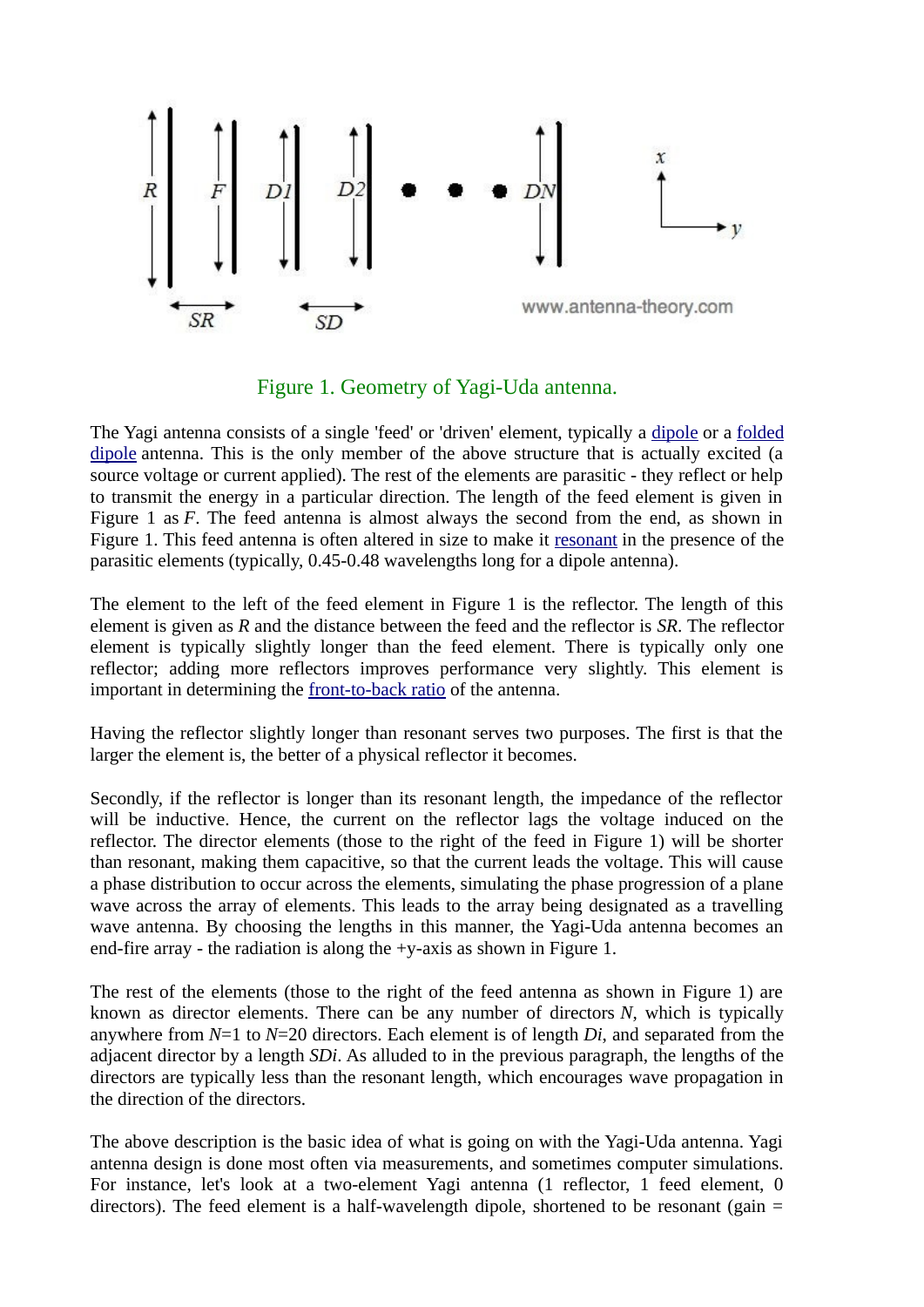Figure 1. Geometry of Yagi-Uda antenna.

The Yagi antenna consists of a single 'feed' or 'driven' element, typically a dipole or a folded dipole antenna. This is the only member of the above structure that is actually excited (a source voltage or current applied). The rest of the elements are parasitic - they reflect or help to transmit the energy in a particular direction. The length of the feed element is given in Figure 1 as *F*. The feed antenna is almost always the second from the end, as shown in Figure 1. This feed antenna is often altered in size to make it resonant in the presence of the parasitic elements (typically, 0.45-0.48 wavelengths long for a dipole antenna).

The element to the left of the feed element in Figure 1 is the reflector. The length of this element is given as *R* and the distance between the feed and the reflector is *SR*. The reflector element is typically slightly longer than the feed element. There is typically only one reflector; adding more reflectors improves performance very slightly. This element is important in determining the front-to-back ratio of the antenna.

Having the reflector slightly longer than resonant serves two purposes. The first is that the larger the element is, the better of a physical reflector it becomes.

Secondly, if the reflector is longer than its resonant length, the impedance of the reflector will be inductive. Hence, the current on the reflector lags the voltage induced on the reflector. The director elements (those to the right of the feed in Figure 1) will be shorter than resonant, making them capacitive, so that the current leads the voltage. This will cause a phase distribution to occur across the elements, simulating the phase progression of a plane wave across the array of elements. This leads to the array being designated as a travelling wave antenna. By choosing the lengths in this manner, the Yagi-Uda antenna becomes an end-fire array - the radiation is along the +y-axis as shown in Figure 1.

The rest of the elements (those to the right of the feed antenna as shown in Figure 1) are known as director elements. There can be any number of directors *N*, which is typically anywhere from *N*=1 to *N*=20 directors. Each element is of length *Di*, and separated from the adjacent director by a length *SDi*. As alluded to in the previous paragraph, the lengths of the directors are typically less than the resonant length, which encourages wave propagation in the direction of the directors.

The above description is the basic idea of what is going on with the Yagi-Uda antenna. Yagi antenna design is done most often via measurements, and sometimes computer simulations. For instance, let's look at a two-element Yagi antenna (1 reflector, 1 feed element, 0 directors). The feed element is a half-wavelength dipole, shortened to be resonant (gain =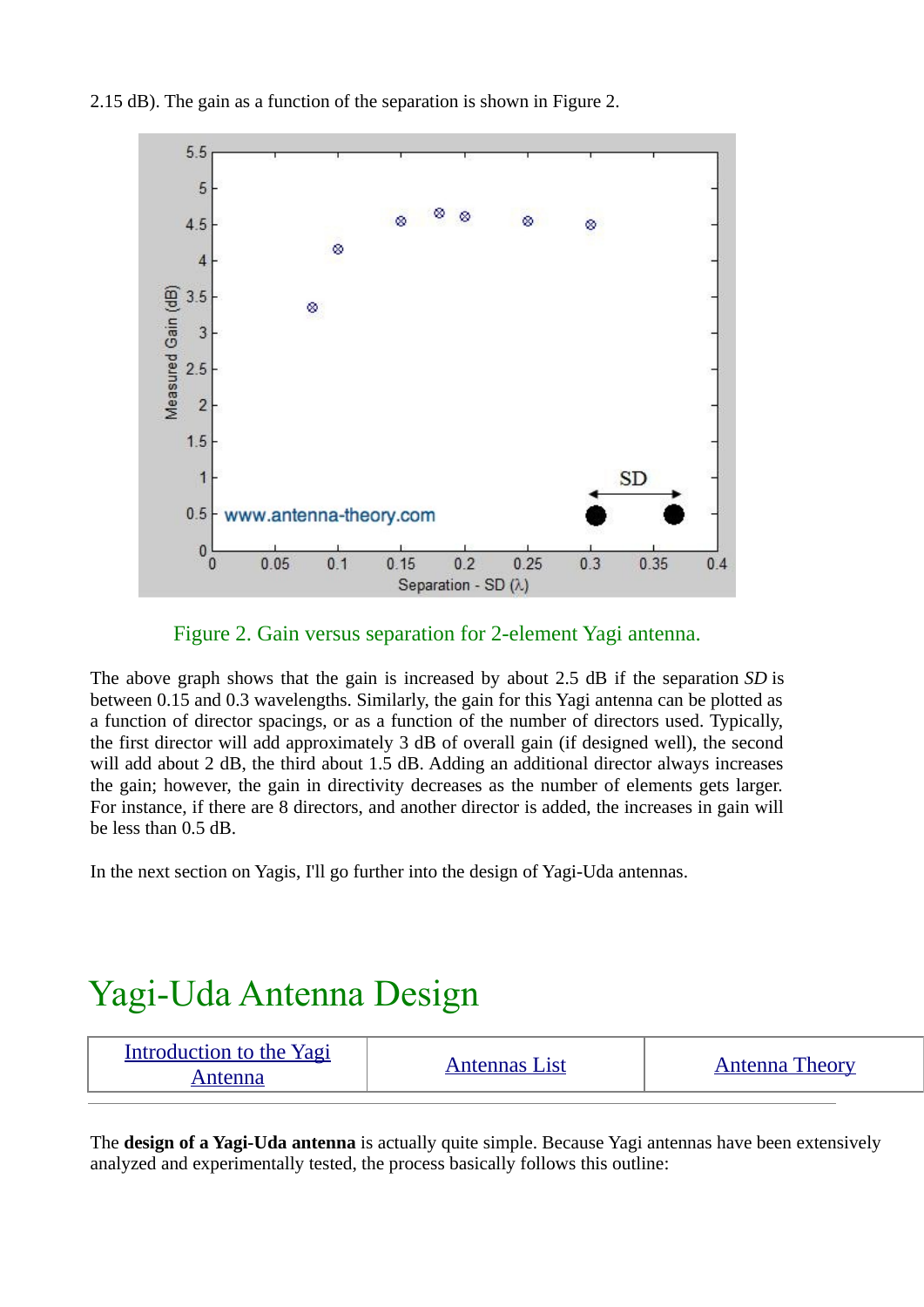2.15 dB). The gain as a function of the separation is shown in Figure 2.

Figure 2. Gain versus separation for 2-element Yagi antenna.

The above graph shows that the gain is increased by about 2.5 dB if the separation *SD* is between 0.15 and 0.3 wavelengths. Similarly, the gain for this Yagi antenna can be plotted as a function of director spacings, or as a function of the number of directors used. Typically, the first director will add approximately 3 dB of overall gain (if designed well), the second will add about 2 dB, the third about 1.5 dB. Adding an additional director always increases the gain; however, the gain in directivity decreases as the number of elements gets larger. For instance, if there are 8 directors, and another director is added, the increases in gain will be less than 0.5 dB.

In the next section on Yagis, I'll go further into the design of Yagi-Uda antennas.

# Yagi-Uda Antenna Design

| Introduction to the Yagi Antenna | Antennas List | Antenna Theory |
|---|---|---|

The **design of a Yagi-Uda antenna** is actually quite simple. Because Yagi antennas have been extensively analyzed and experimentally tested, the process basically follows this outline: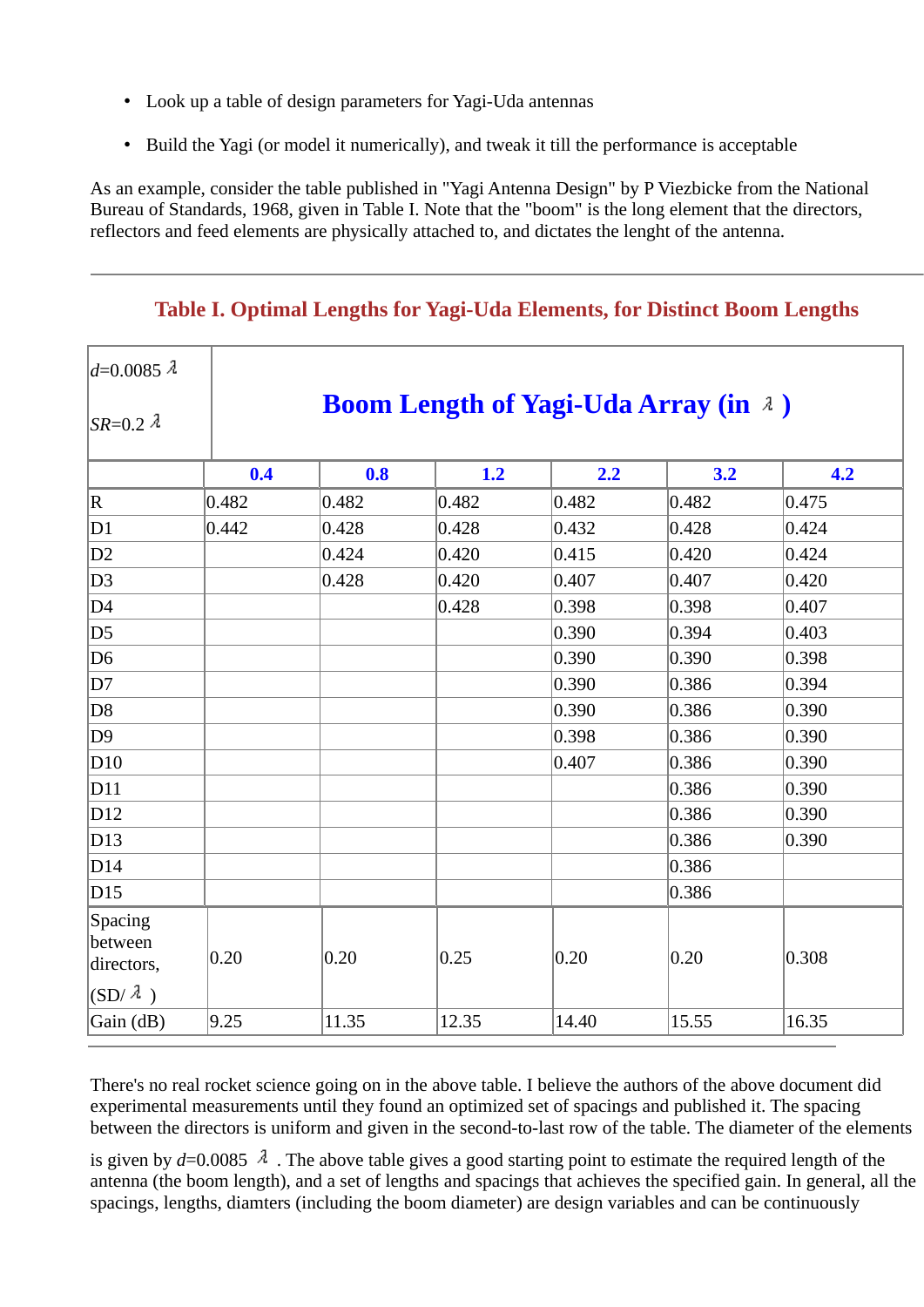- Look up a table of design parameters for Yagi-Uda antennas
- Build the Yagi (or model it numerically), and tweak it till the performance is acceptable

As an example, consider the table published in "Yagi Antenna Design" by P Viezbicke from the National Bureau of Standards, 1968, given in Table I. Note that the "boom" is the long element that the directors, reflectors and feed elements are physically attached to, and dictates the lenght of the antenna.

---

## Table I. Optimal Lengths for Yagi-Uda Elements, for Distinct Boom Lengths

| $d$=0.0085 $\lambda$ <br> $SR$=0.2 $\lambda$ | **Boom Length of Yagi-Uda Array (in $\lambda$ )** | | | | | |
|---|---|---|---|---|---|---|
| | **0.4** | **0.8** | **1.2** | **2.2** | **3.2** | **4.2** |
| R | 0.482 | 0.482 | 0.482 | 0.482 | 0.482 | 0.475 |
| D1 | 0.442 | 0.428 | 0.428 | 0.432 | 0.428 | 0.424 |
| D2 | | 0.424 | 0.420 | 0.415 | 0.420 | 0.424 |
| D3 | | 0.428 | 0.420 | 0.407 | 0.407 | 0.420 |
| D4 | | | 0.428 | 0.398 | 0.398 | 0.407 |
| D5 | | | | 0.390 | 0.394 | 0.403 |
| D6 | | | | 0.390 | 0.390 | 0.398 |
| D7 | | | | 0.390 | 0.386 | 0.394 |
| D8 | | | | 0.390 | 0.386 | 0.390 |
| D9 | | | | 0.398 | 0.386 | 0.390 |
| D10 | | | | 0.407 | 0.386 | 0.390 |
| D11 | | | | | 0.386 | 0.390 |
| D12 | | | | | 0.386 | 0.390 |
| D13 | | | | | 0.386 | 0.390 |
| D14 | | | | | 0.386 | |
| D15 | | | | | 0.386 | |
| Spacing between directors, (SD/ $\lambda$ ) | 0.20 | 0.20 | 0.25 | 0.20 | 0.20 | 0.308 |
| Gain (dB) | 9.25 | 11.35 | 12.35 | 14.40 | 15.55 | 16.35 |

---

There's no real rocket science going on in the above table. I believe the authors of the above document did experimental measurements until they found an optimized set of spacings and published it. The spacing between the directors is uniform and given in the second-to-last row of the table. The diameter of the elements is given by $d$=0.0085 $\lambda$ . The above table gives a good starting point to estimate the required length of the antenna (the boom length), and a set of lengths and spacings that achieves the specified gain. In general, all the spacings, lengths, diamters (including the boom diameter) are design variables and can be continuously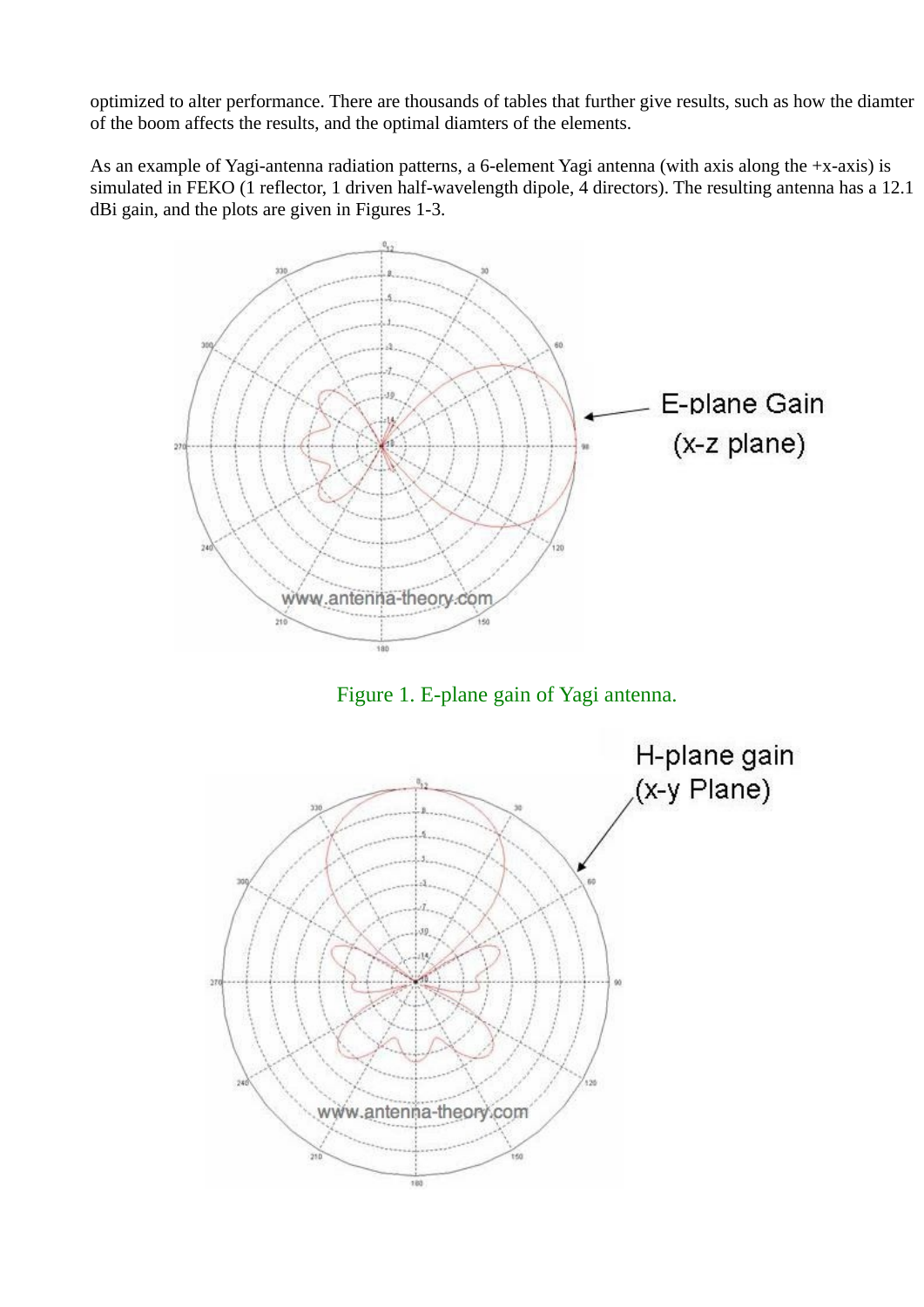optimized to alter performance. There are thousands of tables that further give results, such as how the diamter of the boom affects the results, and the optimal diamters of the elements.

As an example of Yagi-antenna radiation patterns, a 6-element Yagi antenna (with axis along the +x-axis) is simulated in FEKO (1 reflector, 1 driven half-wavelength dipole, 4 directors). The resulting antenna has a 12.1 dBi gain, and the plots are given in Figures 1-3.

Figure 1. E-plane gain of Yagi antenna.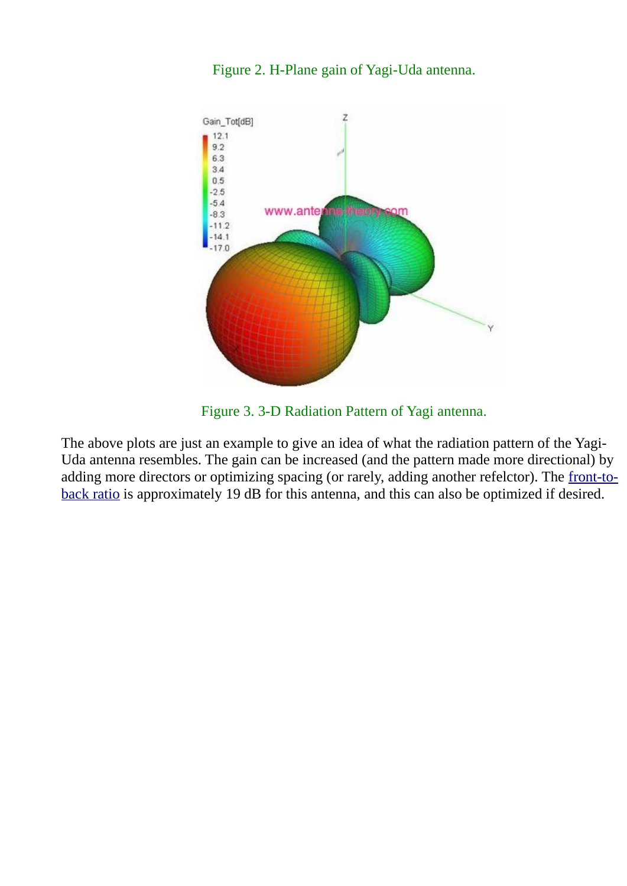Figure 2. H-Plane gain of Yagi-Uda antenna.

Gain_Tot[dB]
12.1
9.2
6.3
3.4
0.5
-2.5
-5.4
-8.3
-11.2
-14.1
-17.0

Z
Y
www.antenna-theory.com

Figure 3. 3-D Radiation Pattern of Yagi antenna.

The above plots are just an example to give an idea of what the radiation pattern of the Yagi-Uda antenna resembles. The gain can be increased (and the pattern made more directional) by adding more directors or optimizing spacing (or rarely, adding another refelctor). The [front-to-back ratio] is approximately 19 dB for this antenna, and this can also be optimized if desired.